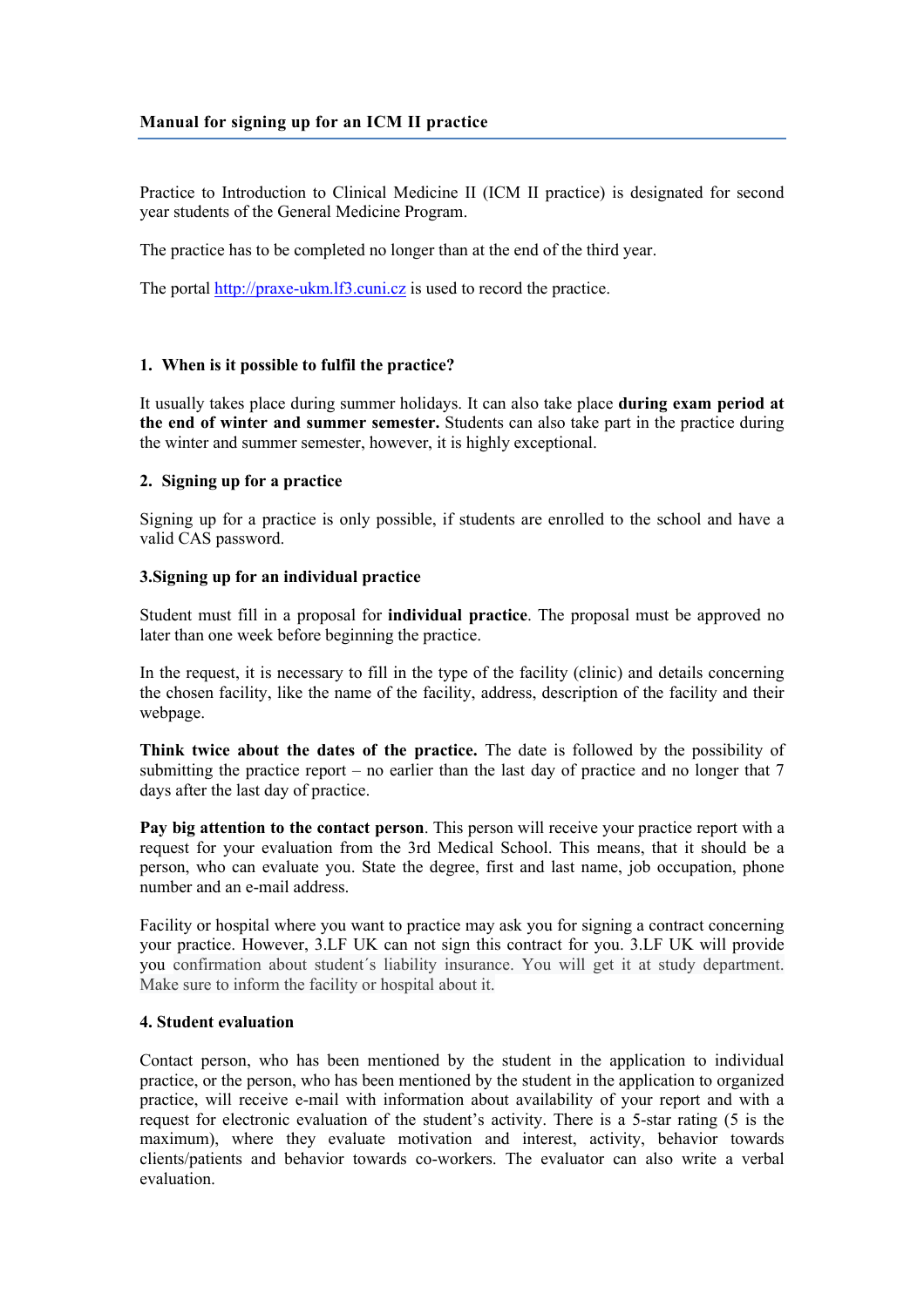## Manual for signing up for an ICM II practice

Practice to Introduction to Clinical Medicine II (ICM II practice) is designated for second year students of the General Medicine Program.

The practice has to be completed no longer than at the end of the third year.

The portal http://praxe-ukm.lf3.cuni.cz is used to record the practice.

### 1. When is it possible to fulfil the practice?

It usually takes place during summer holidays. It can also take place **during exam period at the end of winter and summer semester.** Students can also take part in the practice during the winter and summer semester, however, it is highly exceptional.

### 2. Signing up for a practice

Signing up for a practice is only possible, if students are enrolled to the school and have a valid CAS password.

### 3.Signing up for an individual practice

Student must fill in a proposal for **individual practice**. The proposal must be approved no later than one week before beginning the practice.

In the request, it is necessary to fill in the type of the facility (clinic) and details concerning the chosen facility, like the name of the facility, address, description of the facility and their webpage.

**Think twice about the dates of the practice.** The date is followed by the possibility of submitting the practice report – no earlier than the last day of practice and no longer that 7 days after the last day of practice.

**Pay big attention to the contact person**. This person will receive your practice report with a request for your evaluation from the 3rd Medical School. This means, that it should be a person, who can evaluate you. State the degree, first and last name, job occupation, phone number and an e-mail address.

Facility or hospital where you want to practice may ask you for signing a contract concerning your practice. However, 3.LF UK can not sign this contract for you. 3.LF UK will provide you confirmation about student´s liability insurance. You will get it at study department. Make sure to inform the facility or hospital about it.

### 4. Student evaluation

Contact person, who has been mentioned by the student in the application to individual practice, or the person, who has been mentioned by the student in the application to organized practice, will receive e-mail with information about availability of your report and with a request for electronic evaluation of the student's activity. There is a 5-star rating (5 is the maximum), where they evaluate motivation and interest, activity, behavior towards clients/patients and behavior towards co-workers. The evaluator can also write a verbal evaluation.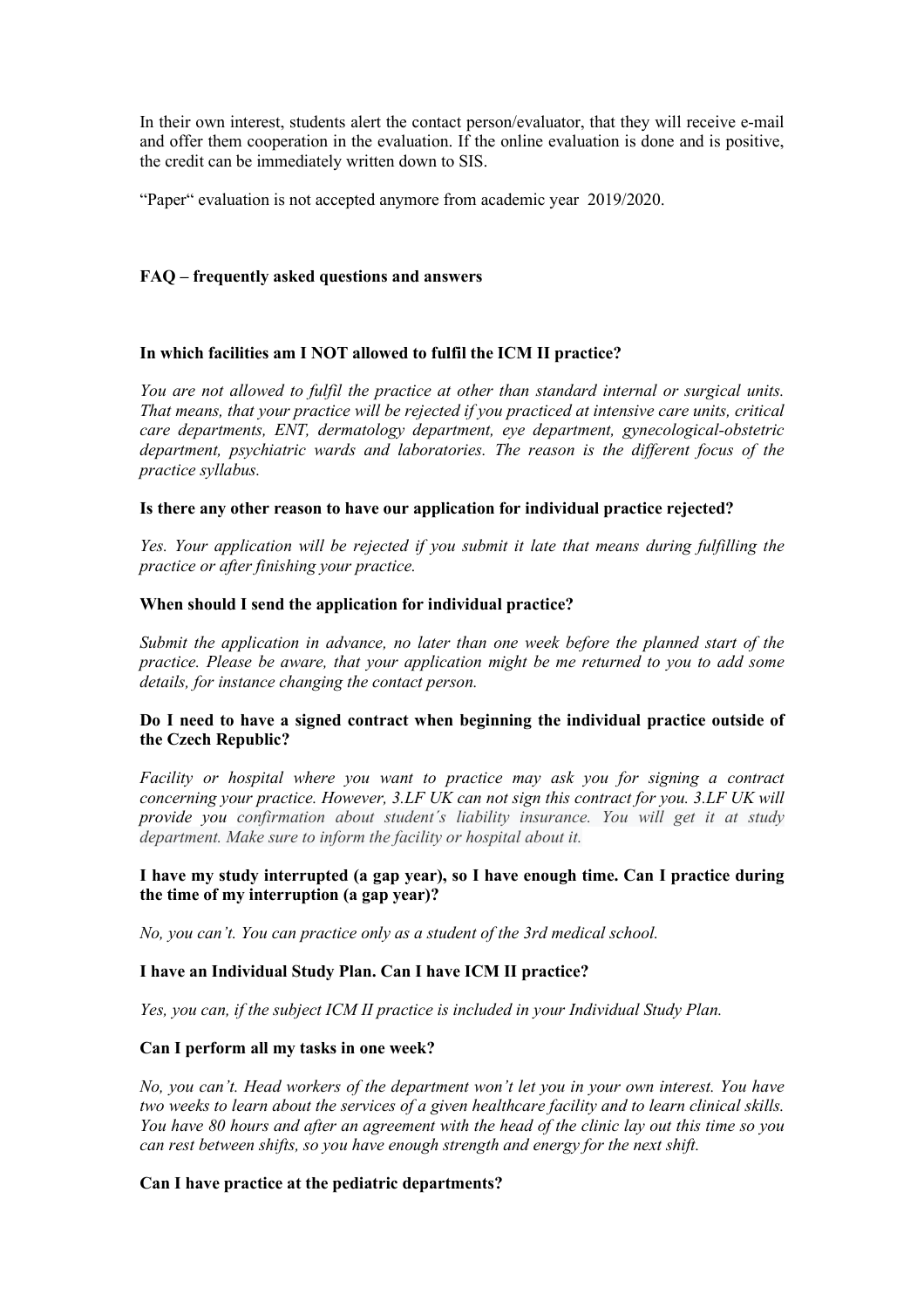In their own interest, students alert the contact person/evaluator, that they will receive e-mail and offer them cooperation in the evaluation. If the online evaluation is done and is positive, the credit can be immediately written down to SIS.

“Paper“ evaluation is not accepted anymore from academic year 2019/2020.

**FAQ – frequently asked questions and answers**

**In which facilities am I NOT allowed to fulfil the ICM II practice?**

*You are not allowed to fulfil the practice at other than standard internal or surgical units. That means, that your practice will be rejected if you practiced at intensive care units, critical care departments, ENT, dermatology department, eye department, gynecological-obstetric department, psychiatric wards and laboratories. The reason is the different focus of the practice syllabus.*

**Is there any other reason to have our application for individual practice rejected?**

*Yes. Your application will be rejected if you submit it late that means during fulfilling the practice or after finishing your practice.*

**When should I send the application for individual practice?**

*Submit the application in advance, no later than one week before the planned start of the practice. Please be aware, that your application might be me returned to you to add some details, for instance changing the contact person.*

**Do I need to have a signed contract when beginning the individual practice outside of the Czech Republic?**

*Facility or hospital where you want to practice may ask you for signing a contract concerning your practice. However, 3.LF UK can not sign this contract for you. 3.LF UK will provide you confirmation about student´s liability insurance. You will get it at study department. Make sure to inform the facility or hospital about it.*

**I have my study interrupted (a gap year), so I have enough time. Can I practice during the time of my interruption (a gap year)?**

*No, you can’t. You can practice only as a student of the 3rd medical school.*

**I have an Individual Study Plan. Can I have ICM II practice?**

*Yes, you can, if the subject ICM II practice is included in your Individual Study Plan.*

**Can I perform all my tasks in one week?**

*No, you can’t. Head workers of the department won’t let you in your own interest. You have two weeks to learn about the services of a given healthcare facility and to learn clinical skills. You have 80 hours and after an agreement with the head of the clinic lay out this time so you can rest between shifts, so you have enough strength and energy for the next shift.*

**Can I have practice at the pediatric departments?**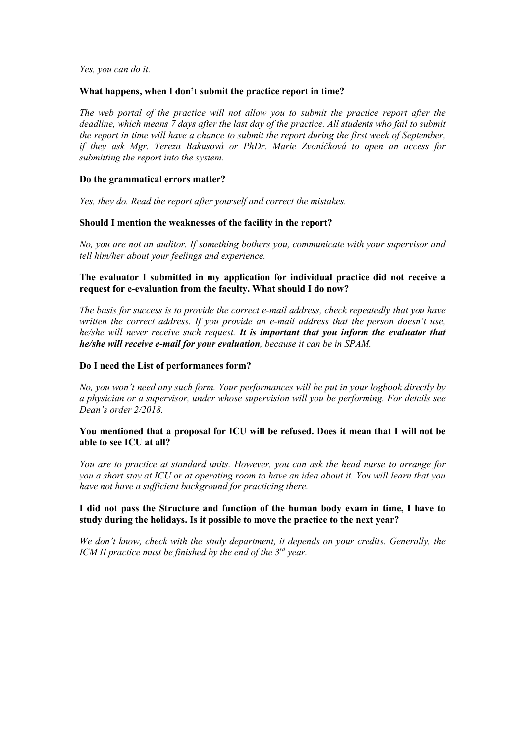*Yes, you can do it.*

**What happens, when I don't submit the practice report in time?**

*The web portal of the practice will not allow you to submit the practice report after the deadline, which means 7 days after the last day of the practice. All students who fail to submit the report in time will have a chance to submit the report during the first week of September, if they ask Mgr. Tereza Bakusová or PhDr. Marie Zvoníčková to open an access for submitting the report into the system.*

**Do the grammatical errors matter?**

*Yes, they do. Read the report after yourself and correct the mistakes.*

**Should I mention the weaknesses of the facility in the report?**

*No, you are not an auditor. If something bothers you, communicate with your supervisor and tell him/her about your feelings and experience.*

**The evaluator I submitted in my application for individual practice did not receive a request for e-evaluation from the faculty. What should I do now?**

*The basis for success is to provide the correct e-mail address, check repeatedly that you have written the correct address. If you provide an e-mail address that the person doesn't use, he/she will never receive such request.* ***It is important that you inform the evaluator that he/she will receive e-mail for your evaluation****, because it can be in SPAM.*

**Do I need the List of performances form?**

*No, you won't need any such form. Your performances will be put in your logbook directly by a physician or a supervisor, under whose supervision will you be performing. For details see Dean's order 2/2018.*

**You mentioned that a proposal for ICU will be refused. Does it mean that I will not be able to see ICU at all?**

*You are to practice at standard units. However, you can ask the head nurse to arrange for you a short stay at ICU or at operating room to have an idea about it. You will learn that you have not have a sufficient background for practicing there.*

**I did not pass the Structure and function of the human body exam in time, I have to study during the holidays. Is it possible to move the practice to the next year?**

*We don't know, check with the study department, it depends on your credits. Generally, the ICM II practice must be finished by the end of the 3rd year.*